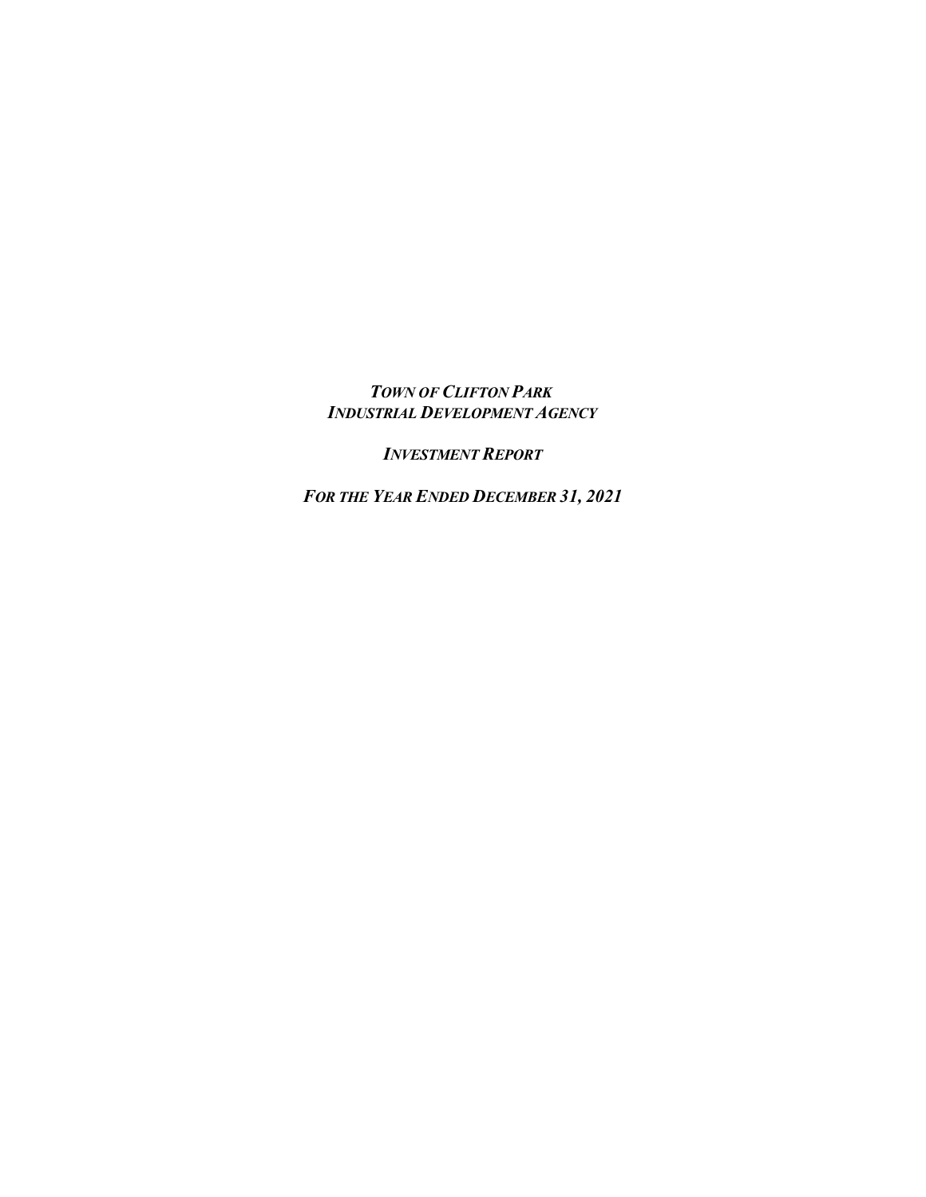***TOWN OF CLIFTON PARK***
***INDUSTRIAL DEVELOPMENT AGENCY***

***INVESTMENT REPORT***

***FOR THE YEAR ENDED DECEMBER 31, 2021***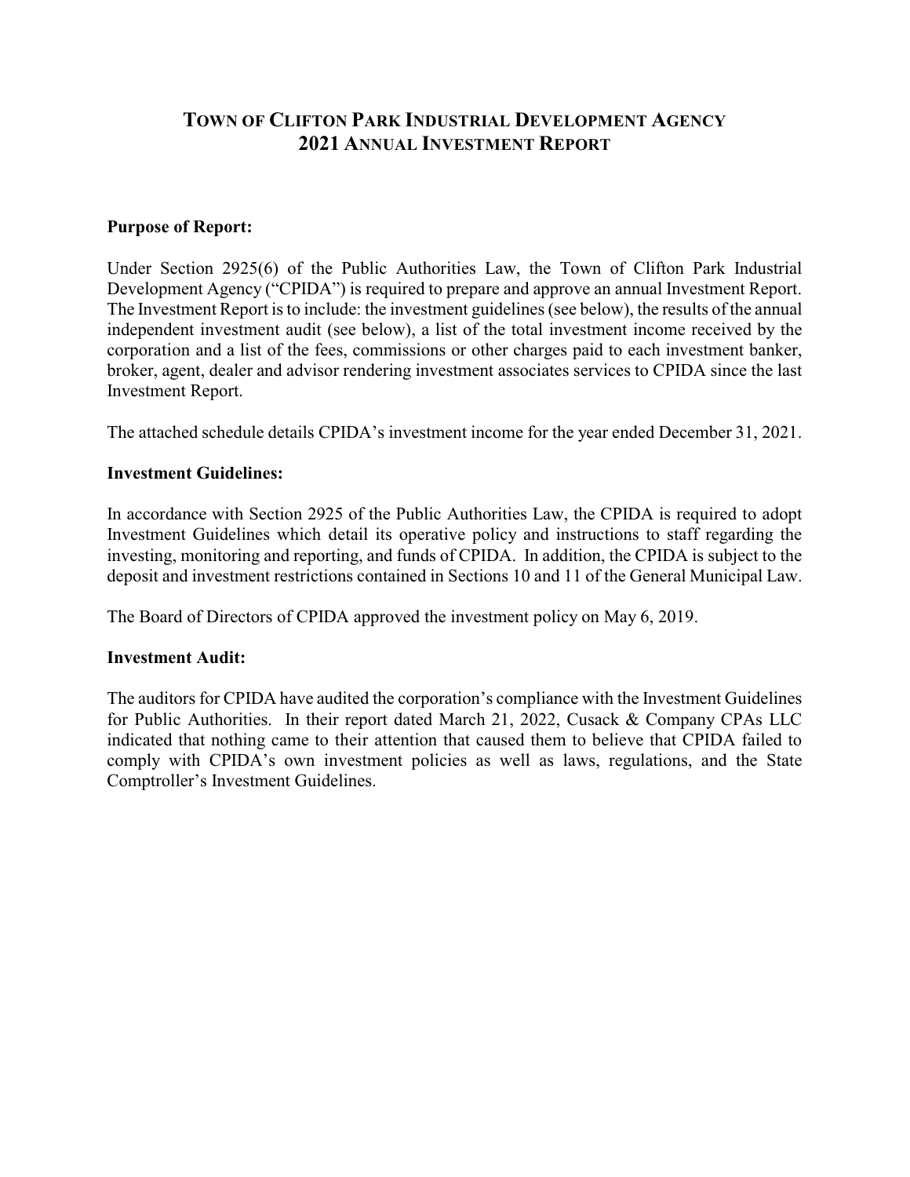# Town of Clifton Park Industrial Development Agency
# 2021 Annual Investment Report

**Purpose of Report:**

Under Section 2925(6) of the Public Authorities Law, the Town of Clifton Park Industrial Development Agency ("CPIDA") is required to prepare and approve an annual Investment Report. The Investment Report is to include: the investment guidelines (see below), the results of the annual independent investment audit (see below), a list of the total investment income received by the corporation and a list of the fees, commissions or other charges paid to each investment banker, broker, agent, dealer and advisor rendering investment associates services to CPIDA since the last Investment Report.

The attached schedule details CPIDA's investment income for the year ended December 31, 2021.

**Investment Guidelines:**

In accordance with Section 2925 of the Public Authorities Law, the CPIDA is required to adopt Investment Guidelines which detail its operative policy and instructions to staff regarding the investing, monitoring and reporting, and funds of CPIDA. In addition, the CPIDA is subject to the deposit and investment restrictions contained in Sections 10 and 11 of the General Municipal Law.

The Board of Directors of CPIDA approved the investment policy on May 6, 2019.

**Investment Audit:**

The auditors for CPIDA have audited the corporation's compliance with the Investment Guidelines for Public Authorities. In their report dated March 21, 2022, Cusack & Company CPAs LLC indicated that nothing came to their attention that caused them to believe that CPIDA failed to comply with CPIDA's own investment policies as well as laws, regulations, and the State Comptroller's Investment Guidelines.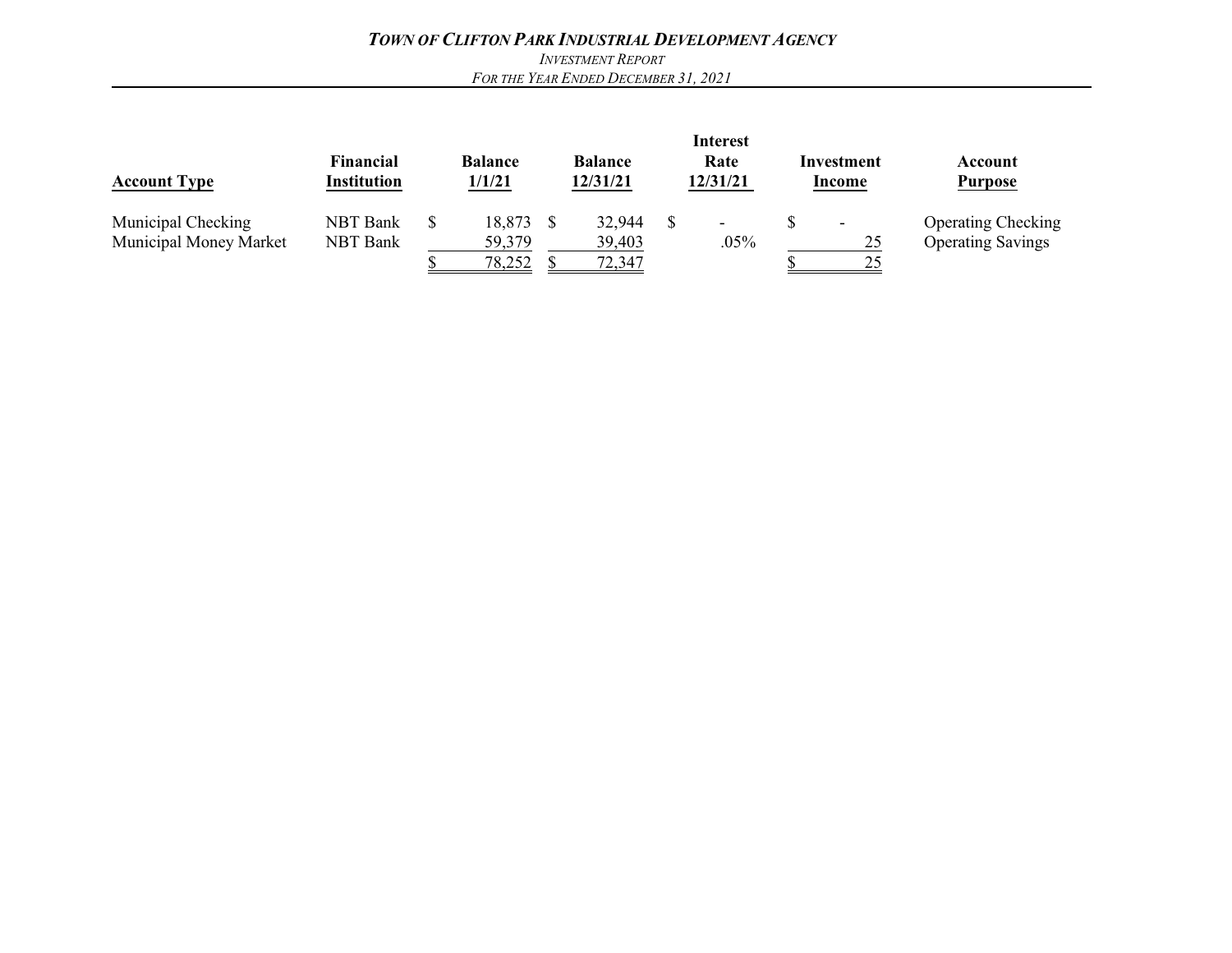***TOWN OF CLIFTON PARK INDUSTRIAL DEVELOPMENT AGENCY***

*INVESTMENT REPORT*

*FOR THE YEAR ENDED DECEMBER 31, 2021*

| Account Type | Financial Institution | Balance 1/1/21 | Balance 12/31/21 | Interest Rate 12/31/21 | Investment Income | Account Purpose |
|---|---|---|---|---|---|---|
| Municipal Checking | NBT Bank | $ 18,873 | $ 32,944 | $ - | $ - | Operating Checking |
| Municipal Money Market | NBT Bank | 59,379 | 39,403 | .05% | 25 | Operating Savings |
| | | $ 78,252 | $ 72,347 | | $ 25 | |